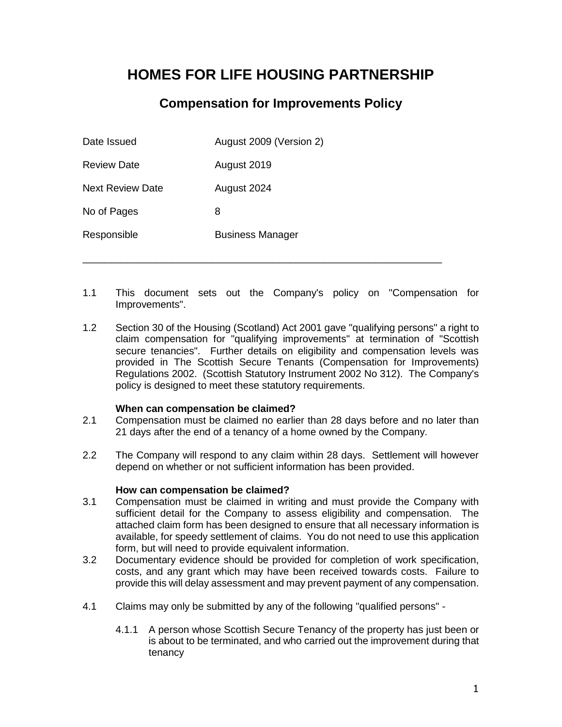# HOMES FOR LIFE HOUSING PARTNERSHIP

## Compensation for Improvements Policy

| | |
|---|---|
| Date Issued | August 2009 (Version 2) |
| Review Date | August 2019 |
| Next Review Date | August 2024 |
| No of Pages | 8 |
| Responsible | Business Manager |

---

1.1 This document sets out the Company's policy on "Compensation for Improvements".

1.2 Section 30 of the Housing (Scotland) Act 2001 gave "qualifying persons" a right to claim compensation for "qualifying improvements" at termination of "Scottish secure tenancies". Further details on eligibility and compensation levels was provided in The Scottish Secure Tenants (Compensation for Improvements) Regulations 2002. (Scottish Statutory Instrument 2002 No 312). The Company's policy is designed to meet these statutory requirements.

**When can compensation be claimed?**

2.1 Compensation must be claimed no earlier than 28 days before and no later than 21 days after the end of a tenancy of a home owned by the Company.

2.2 The Company will respond to any claim within 28 days. Settlement will however depend on whether or not sufficient information has been provided.

**How can compensation be claimed?**

3.1 Compensation must be claimed in writing and must provide the Company with sufficient detail for the Company to assess eligibility and compensation. The attached claim form has been designed to ensure that all necessary information is available, for speedy settlement of claims. You do not need to use this application form, but will need to provide equivalent information.

3.2 Documentary evidence should be provided for completion of work specification, costs, and any grant which may have been received towards costs. Failure to provide this will delay assessment and may prevent payment of any compensation.

4.1 Claims may only be submitted by any of the following "qualified persons" -

4.1.1 A person whose Scottish Secure Tenancy of the property has just been or is about to be terminated, and who carried out the improvement during that tenancy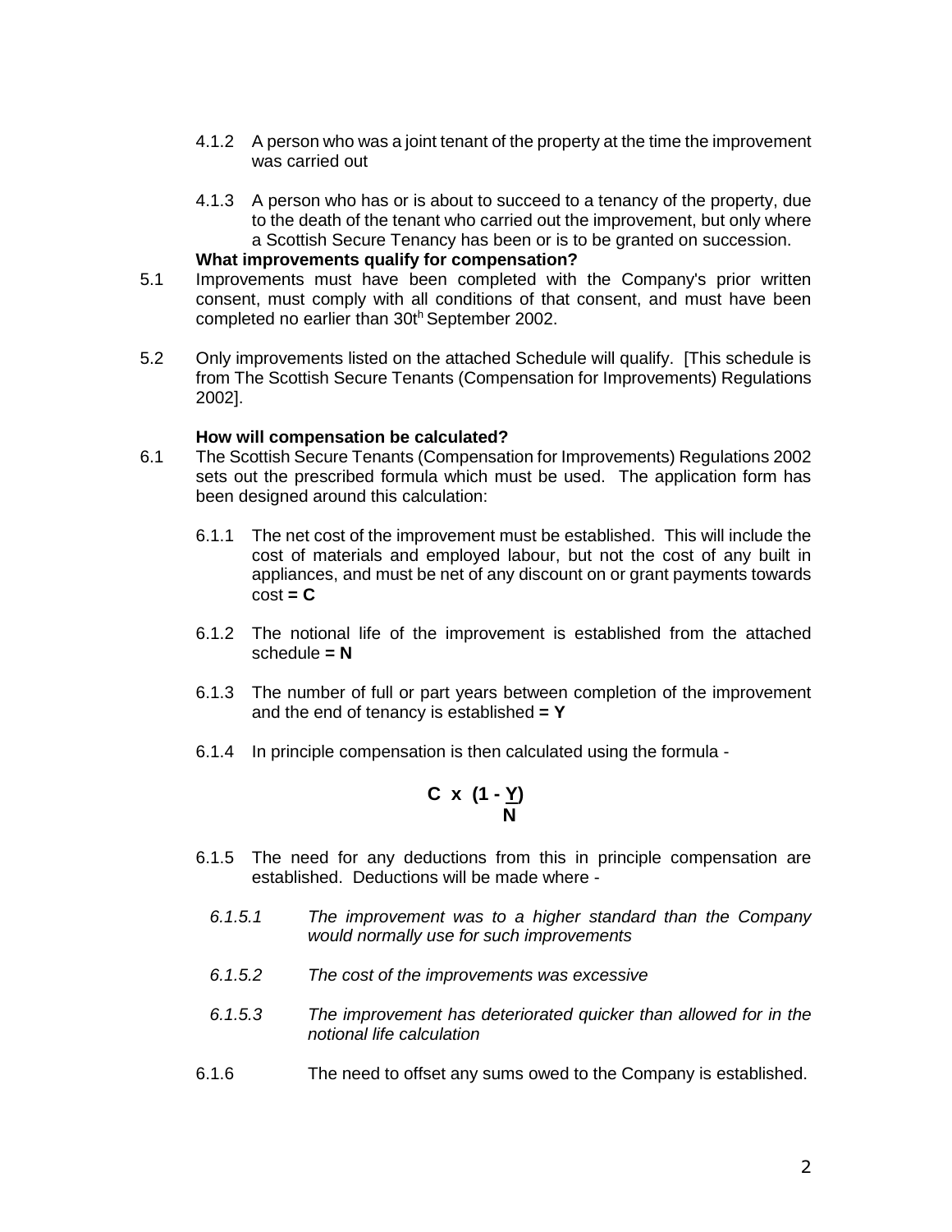4.1.2 A person who was a joint tenant of the property at the time the improvement was carried out

4.1.3 A person who has or is about to succeed to a tenancy of the property, due to the death of the tenant who carried out the improvement, but only where a Scottish Secure Tenancy has been or is to be granted on succession.

**What improvements qualify for compensation?**

5.1 Improvements must have been completed with the Company's prior written consent, must comply with all conditions of that consent, and must have been completed no earlier than 30th September 2002.

5.2 Only improvements listed on the attached Schedule will qualify. [This schedule is from The Scottish Secure Tenants (Compensation for Improvements) Regulations 2002].

**How will compensation be calculated?**

6.1 The Scottish Secure Tenants (Compensation for Improvements) Regulations 2002 sets out the prescribed formula which must be used. The application form has been designed around this calculation:

6.1.1 The net cost of the improvement must be established. This will include the cost of materials and employed labour, but not the cost of any built in appliances, and must be net of any discount on or grant payments towards cost **= C**

6.1.2 The notional life of the improvement is established from the attached schedule **= N**

6.1.3 The number of full or part years between completion of the improvement and the end of tenancy is established **= Y**

6.1.4 In principle compensation is then calculated using the formula -

$$C \times \left(1 - \frac{Y}{N}\right)$$

6.1.5 The need for any deductions from this in principle compensation are established. Deductions will be made where -

*6.1.5.1 The improvement was to a higher standard than the Company would normally use for such improvements*

*6.1.5.2 The cost of the improvements was excessive*

*6.1.5.3 The improvement has deteriorated quicker than allowed for in the notional life calculation*

6.1.6 The need to offset any sums owed to the Company is established.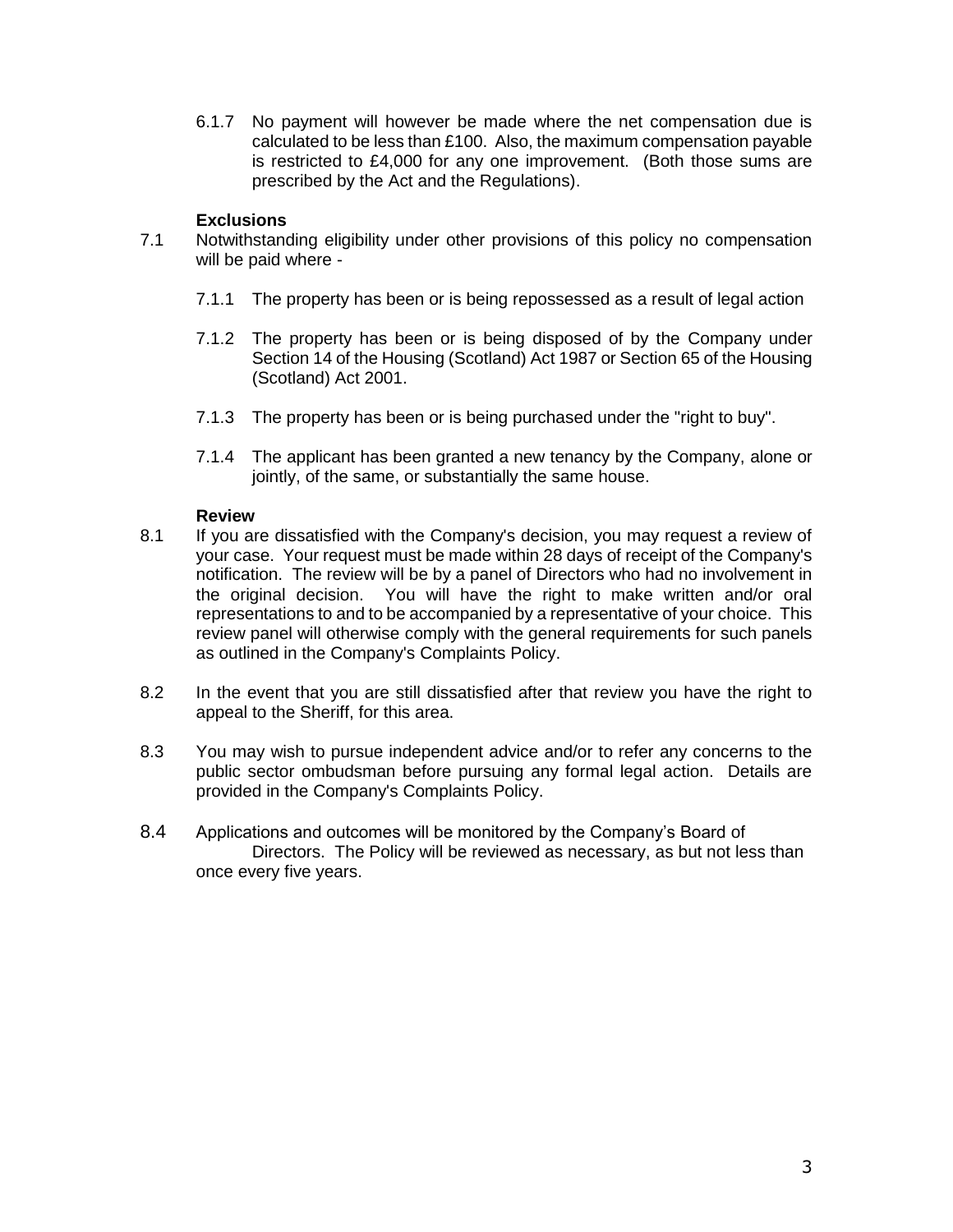6.1.7 No payment will however be made where the net compensation due is calculated to be less than £100. Also, the maximum compensation payable is restricted to £4,000 for any one improvement. (Both those sums are prescribed by the Act and the Regulations).

**Exclusions**

7.1 Notwithstanding eligibility under other provisions of this policy no compensation will be paid where -

7.1.1 The property has been or is being repossessed as a result of legal action

7.1.2 The property has been or is being disposed of by the Company under Section 14 of the Housing (Scotland) Act 1987 or Section 65 of the Housing (Scotland) Act 2001.

7.1.3 The property has been or is being purchased under the "right to buy".

7.1.4 The applicant has been granted a new tenancy by the Company, alone or jointly, of the same, or substantially the same house.

**Review**

8.1 If you are dissatisfied with the Company's decision, you may request a review of your case. Your request must be made within 28 days of receipt of the Company's notification. The review will be by a panel of Directors who had no involvement in the original decision. You will have the right to make written and/or oral representations to and to be accompanied by a representative of your choice. This review panel will otherwise comply with the general requirements for such panels as outlined in the Company's Complaints Policy.

8.2 In the event that you are still dissatisfied after that review you have the right to appeal to the Sheriff, for this area.

8.3 You may wish to pursue independent advice and/or to refer any concerns to the public sector ombudsman before pursuing any formal legal action. Details are provided in the Company's Complaints Policy.

8.4 Applications and outcomes will be monitored by the Company's Board of Directors. The Policy will be reviewed as necessary, as but not less than once every five years.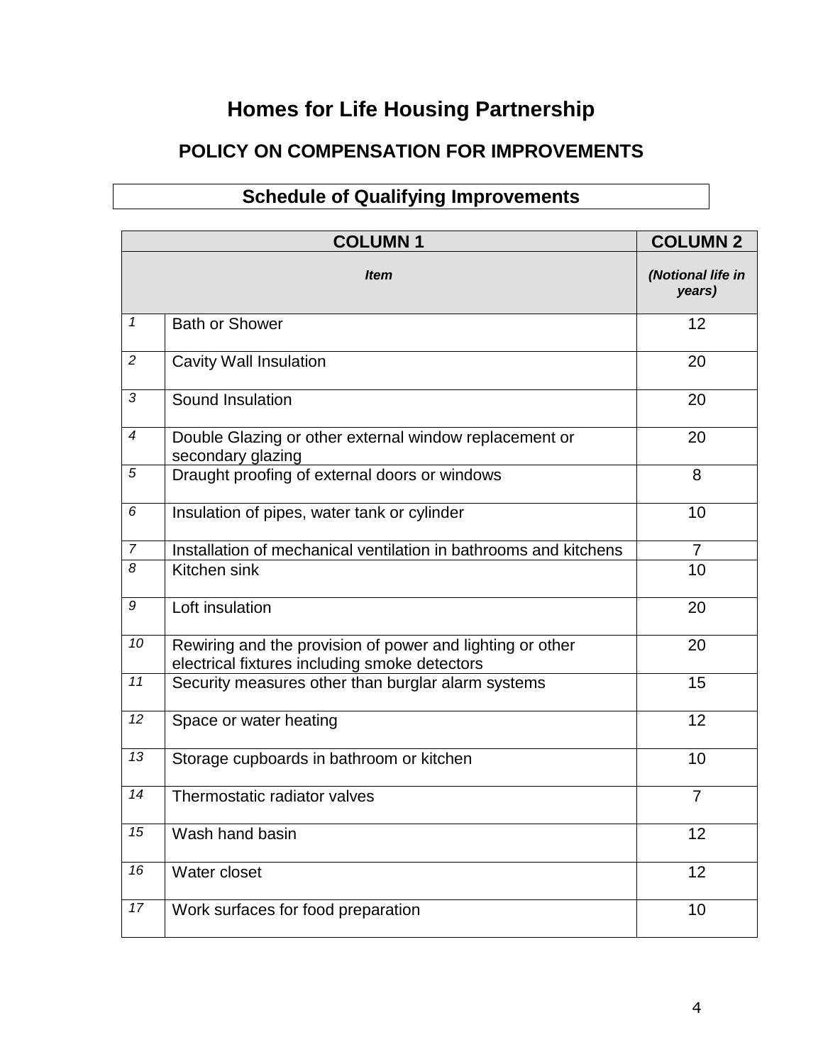# Homes for Life Housing Partnership

## POLICY ON COMPENSATION FOR IMPROVEMENTS

### Schedule of Qualifying Improvements

| COLUMN 1 | | COLUMN 2 |
|---|---|---|
| ***Item*** | | ***(Notional life in years)*** |
| *1* | Bath or Shower | 12 |
| *2* | Cavity Wall Insulation | 20 |
| *3* | Sound Insulation | 20 |
| *4* | Double Glazing or other external window replacement or secondary glazing | 20 |
| *5* | Draught proofing of external doors or windows | 8 |
| *6* | Insulation of pipes, water tank or cylinder | 10 |
| *7* | Installation of mechanical ventilation in bathrooms and kitchens | 7 |
| *8* | Kitchen sink | 10 |
| *9* | Loft insulation | 20 |
| *10* | Rewiring and the provision of power and lighting or other electrical fixtures including smoke detectors | 20 |
| *11* | Security measures other than burglar alarm systems | 15 |
| *12* | Space or water heating | 12 |
| *13* | Storage cupboards in bathroom or kitchen | 10 |
| *14* | Thermostatic radiator valves | 7 |
| *15* | Wash hand basin | 12 |
| *16* | Water closet | 12 |
| *17* | Work surfaces for food preparation | 10 |